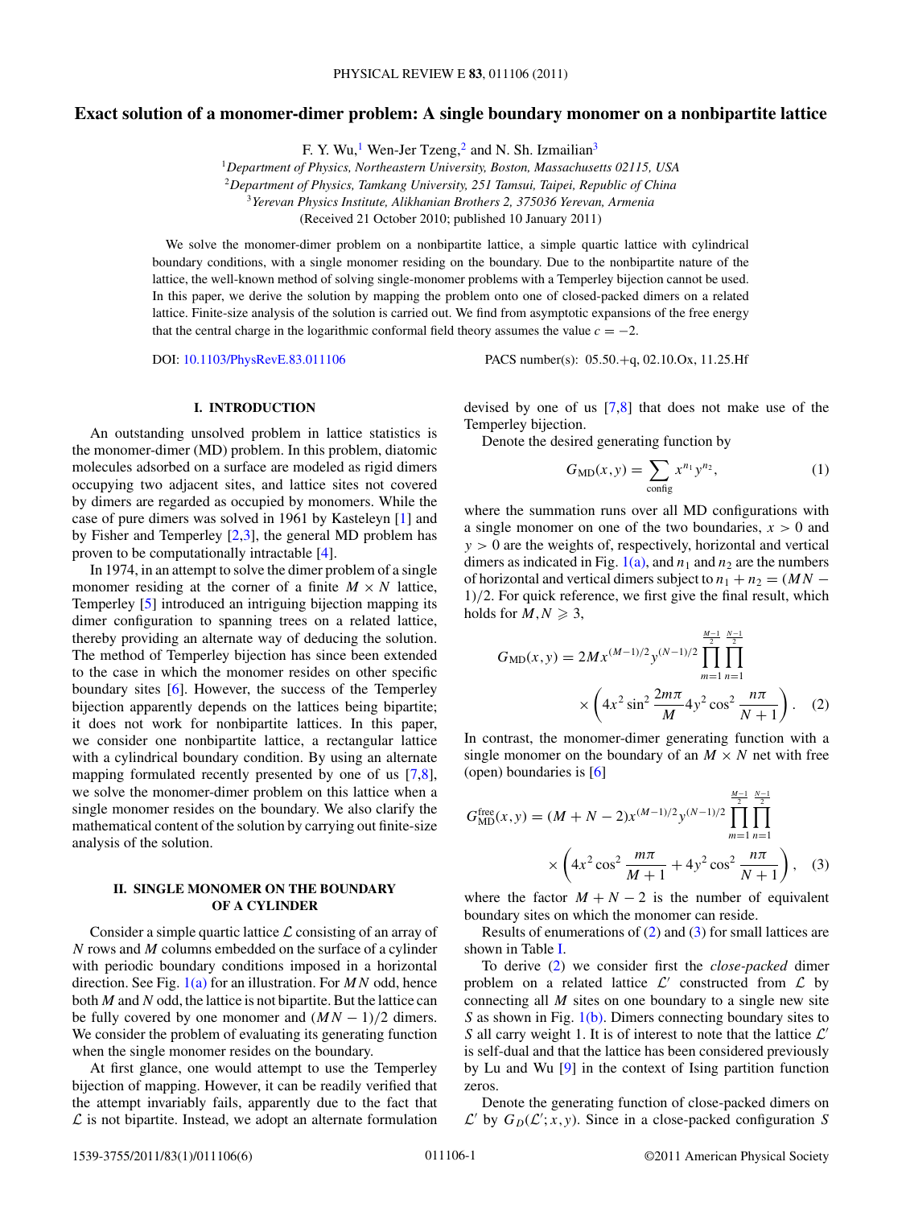# Exact solution of a monomer-dimer problem: A single boundary monomer on a nonbipartite lattice

F. Y. Wu,[1] Wen-Jer Tzeng,[2] and N. Sh. Izmailian[3]

[1]*Department of Physics, Northeastern University, Boston, Massachusetts 02115, USA*
[2]*Department of Physics, Tamkang University, 251 Tamsui, Taipei, Republic of China*
[3]*Yerevan Physics Institute, Alikhanian Brothers 2, 375036 Yerevan, Armenia*
(Received 21 October 2010; published 10 January 2011)

We solve the monomer-dimer problem on a nonbipartite lattice, a simple quartic lattice with cylindrical boundary conditions, with a single monomer residing on the boundary. Due to the nonbipartite nature of the lattice, the well-known method of solving single-monomer problems with a Temperley bijection cannot be used. In this paper, we derive the solution by mapping the problem onto one of closed-packed dimers on a related lattice. Finite-size analysis of the solution is carried out. We find from asymptotic expansions of the free energy that the central charge in the logarithmic conformal field theory assumes the value $c = -2$.

DOI: 10.1103/PhysRevE.83.011106 PACS number(s): 05.50.+q, 02.10.Ox, 11.25.Hf

## I. INTRODUCTION

An outstanding unsolved problem in lattice statistics is the monomer-dimer (MD) problem. In this problem, diatomic molecules adsorbed on a surface are modeled as rigid dimers occupying two adjacent sites, and lattice sites not covered by dimers are regarded as occupied by monomers. While the case of pure dimers was solved in 1961 by Kasteleyn [1] and by Fisher and Temperley [2,3], the general MD problem has proven to be computationally intractable [4].

In 1974, in an attempt to solve the dimer problem of a single monomer residing at the corner of a finite $M \times N$ lattice, Temperley [5] introduced an intriguing bijection mapping its dimer configuration to spanning trees on a related lattice, thereby providing an alternate way of deducing the solution. The method of Temperley bijection has since been extended to the case in which the monomer resides on other specific boundary sites [6]. However, the success of the Temperley bijection apparently depends on the lattices being bipartite; it does not work for nonbipartite lattices. In this paper, we consider one nonbipartite lattice, a rectangular lattice with a cylindrical boundary condition. By using an alternate mapping formulated recently presented by one of us [7,8], we solve the monomer-dimer problem on this lattice when a single monomer resides on the boundary. We also clarify the mathematical content of the solution by carrying out finite-size analysis of the solution.

## II. SINGLE MONOMER ON THE BOUNDARY OF A CYLINDER

Consider a simple quartic lattice $\mathcal{L}$ consisting of an array of $N$ rows and $M$ columns embedded on the surface of a cylinder with periodic boundary conditions imposed in a horizontal direction. See Fig. 1(a) for an illustration. For $MN$ odd, hence both $M$ and $N$ odd, the lattice is not bipartite. But the lattice can be fully covered by one monomer and $(MN-1)/2$ dimers. We consider the problem of evaluating its generating function when the single monomer resides on the boundary.

At first glance, one would attempt to use the Temperley bijection of mapping. However, it can be readily verified that the attempt invariably fails, apparently due to the fact that $\mathcal{L}$ is not bipartite. Instead, we adopt an alternate formulation devised by one of us [7,8] that does not make use of the Temperley bijection.

Denote the desired generating function by

$$G_{\rm MD}(x,y) = \sum_{\rm config} x^{n_1} y^{n_2}, \tag{1}$$

where the summation runs over all MD configurations with a single monomer on one of the two boundaries, $x > 0$ and $y > 0$ are the weights of, respectively, horizontal and vertical dimers as indicated in Fig. 1(a), and $n_1$ and $n_2$ are the numbers of horizontal and vertical dimers subject to $n_1 + n_2 = (MN-1)/2$. For quick reference, we first give the final result, which holds for $M,N \geqslant 3$,

$$G_{\rm MD}(x,y) = 2M x^{(M-1)/2} y^{(N-1)/2} \prod_{m=1}^{\frac{M-1}{2}} \prod_{n=1}^{\frac{N-1}{2}} \left(4x^2 \sin^2 \frac{2m\pi}{M} 4y^2 \cos^2 \frac{n\pi}{N+1}\right). \tag{2}$$

In contrast, the monomer-dimer generating function with a single monomer on the boundary of an $M \times N$ net with free (open) boundaries is [6]

$$G^{\rm free}_{\rm MD}(x,y) = (M+N-2) x^{(M-1)/2} y^{(N-1)/2} \prod_{m=1}^{\frac{M-1}{2}} \prod_{n=1}^{\frac{N-1}{2}} \left(4x^2 \cos^2 \frac{m\pi}{M+1} + 4y^2 \cos^2 \frac{n\pi}{N+1}\right), \tag{3}$$

where the factor $M+N-2$ is the number of equivalent boundary sites on which the monomer can reside.

Results of enumerations of (2) and (3) for small lattices are shown in Table I.

To derive (2) we consider first the *close-packed* dimer problem on a related lattice $\mathcal{L}'$ constructed from $\mathcal{L}$ by connecting all $M$ sites on one boundary to a single new site $S$ as shown in Fig. 1(b). Dimers connecting boundary sites to $S$ all carry weight 1. It is of interest to note that the lattice $\mathcal{L}'$ is self-dual and that the lattice has been considered previously by Lu and Wu [9] in the context of Ising partition function zeros.

Denote the generating function of close-packed dimers on $\mathcal{L}'$ by $G_D(\mathcal{L}'; x, y)$. Since in a close-packed configuration $S$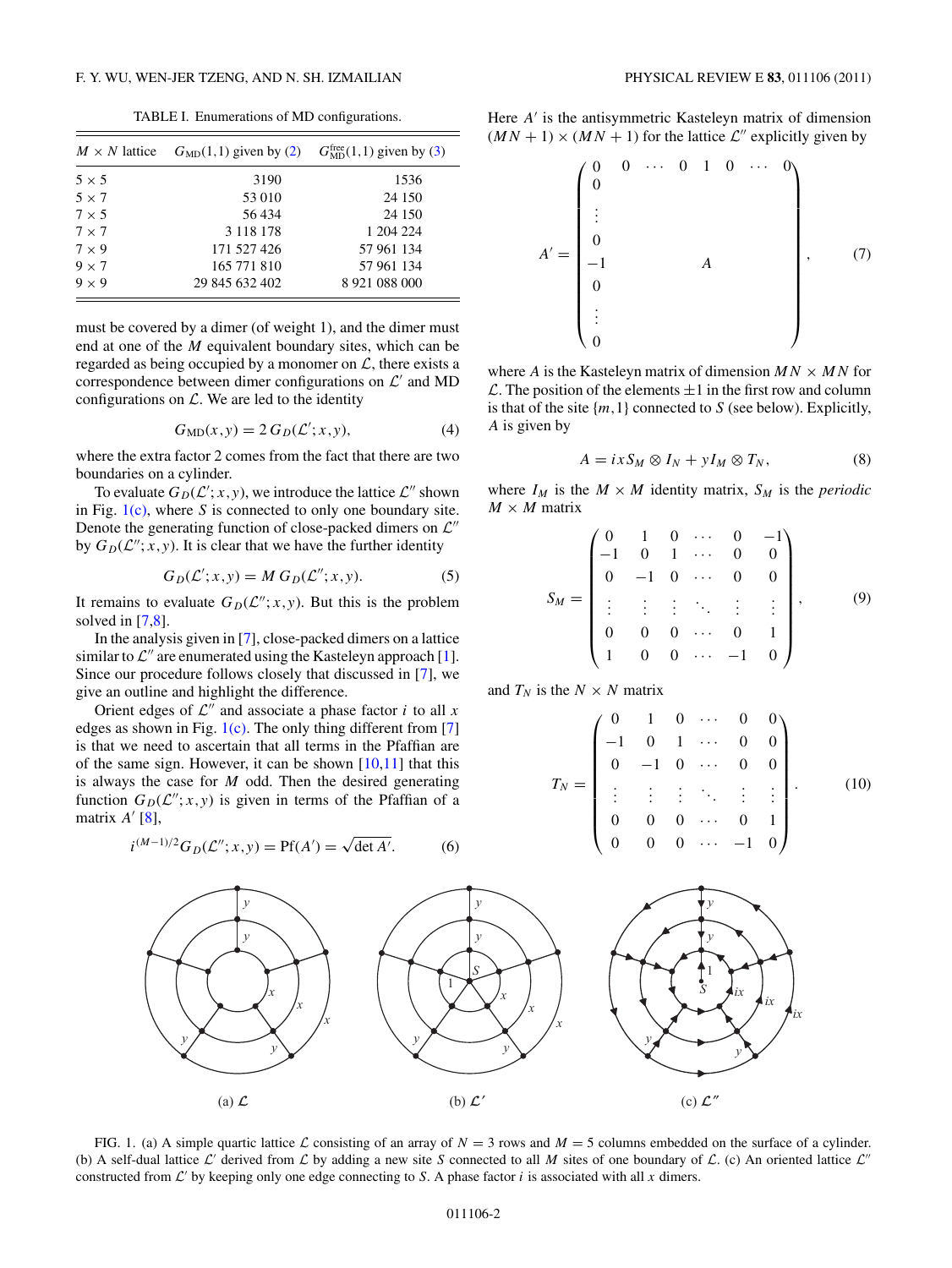TABLE I. Enumerations of MD configurations.

| $M \times N$ lattice | $G_{\mathrm{MD}}(1,1)$ given by (2) | $G_{\mathrm{MD}}^{\mathrm{free}}(1,1)$ given by (3) |
| --- | --- | --- |
| $5 \times 5$ | 3190 | 1536 |
| $5 \times 7$ | 53 010 | 24 150 |
| $7 \times 5$ | 56 434 | 24 150 |
| $7 \times 7$ | 3 118 178 | 1 204 224 |
| $7 \times 9$ | 171 527 426 | 57 961 134 |
| $9 \times 7$ | 165 771 810 | 57 961 134 |
| $9 \times 9$ | 29 845 632 402 | 8 921 088 000 |

must be covered by a dimer (of weight 1), and the dimer must end at one of the $M$ equivalent boundary sites, which can be regarded as being occupied by a monomer on $\mathcal{L}$, there exists a correspondence between dimer configurations on $\mathcal{L}'$ and MD configurations on $\mathcal{L}$. We are led to the identity

$$G_{\mathrm{MD}}(x,y) = 2\, G_D(\mathcal{L}';x,y), \tag{4}$$

where the extra factor 2 comes from the fact that there are two boundaries on a cylinder.

To evaluate $G_D(\mathcal{L}';x,y)$, we introduce the lattice $\mathcal{L}''$ shown in Fig. 1(c), where $S$ is connected to only one boundary site. Denote the generating function of close-packed dimers on $\mathcal{L}''$ by $G_D(\mathcal{L}'';x,y)$. It is clear that we have the further identity

$$G_D(\mathcal{L}';x,y) = M\, G_D(\mathcal{L}'';x,y). \tag{5}$$

It remains to evaluate $G_D(\mathcal{L}'';x,y)$. But this is the problem solved in [7,8].

In the analysis given in [7], close-packed dimers on a lattice similar to $\mathcal{L}''$ are enumerated using the Kasteleyn approach [1]. Since our procedure follows closely that discussed in [7], we give an outline and highlight the difference.

Orient edges of $\mathcal{L}''$ and associate a phase factor $i$ to all $x$ edges as shown in Fig. 1(c). The only thing different from [7] is that we need to ascertain that all terms in the Pfaffian are of the same sign. However, it can be shown [10,11] that this is always the case for $M$ odd. Then the desired generating function $G_D(\mathcal{L}'';x,y)$ is given in terms of the Pfaffian of a matrix $A'$ [8],

$$i^{(M-1)/2} G_D(\mathcal{L}'';x,y) = \mathrm{Pf}(A') = \sqrt{\det A'}. \tag{6}$$

Here $A'$ is the antisymmetric Kasteleyn matrix of dimension $(MN+1)\times(MN+1)$ for the lattice $\mathcal{L}''$ explicitly given by

$$A' = \begin{pmatrix} 0 & 0 & \cdots & 0 & 1 & 0 & \cdots & 0 \\ 0 & & & & & & & \\ \vdots & & & & & & & \\ 0 & & & & & & & \\ -1 & & & & A & & & \\ 0 & & & & & & & \\ \vdots & & & & & & & \\ 0 & & & & & & & \end{pmatrix}, \tag{7}$$

where $A$ is the Kasteleyn matrix of dimension $MN \times MN$ for $\mathcal{L}$. The position of the elements $\pm 1$ in the first row and column is that of the site $\{m,1\}$ connected to $S$ (see below). Explicitly, $A$ is given by

$$A = ix S_M \otimes I_N + y I_M \otimes T_N, \tag{8}$$

where $I_M$ is the $M \times M$ identity matrix, $S_M$ is the *periodic* $M \times M$ matrix

$$S_M = \begin{pmatrix} 0 & 1 & 0 & \cdots & 0 & -1 \\ -1 & 0 & 1 & \cdots & 0 & 0 \\ 0 & -1 & 0 & \cdots & 0 & 0 \\ \vdots & \vdots & \vdots & \ddots & \vdots & \vdots \\ 0 & 0 & 0 & \cdots & 0 & 1 \\ 1 & 0 & 0 & \cdots & -1 & 0 \end{pmatrix}, \tag{9}$$

and $T_N$ is the $N \times N$ matrix

$$T_N = \begin{pmatrix} 0 & 1 & 0 & \cdots & 0 & 0 \\ -1 & 0 & 1 & \cdots & 0 & 0 \\ 0 & -1 & 0 & \cdots & 0 & 0 \\ \vdots & \vdots & \vdots & \ddots & \vdots & \vdots \\ 0 & 0 & 0 & \cdots & 0 & 1 \\ 0 & 0 & 0 & \cdots & -1 & 0 \end{pmatrix}. \tag{10}$$

(a) $\mathcal{L}$ (b) $\mathcal{L}'$ (c) $\mathcal{L}''$

FIG. 1. (a) A simple quartic lattice $\mathcal{L}$ consisting of an array of $N = 3$ rows and $M = 5$ columns embedded on the surface of a cylinder. (b) A self-dual lattice $\mathcal{L}'$ derived from $\mathcal{L}$ by adding a new site $S$ connected to all $M$ sites of one boundary of $\mathcal{L}$. (c) An oriented lattice $\mathcal{L}''$ constructed from $\mathcal{L}'$ by keeping only one edge connecting to $S$. A phase factor $i$ is associated with all $x$ dimers.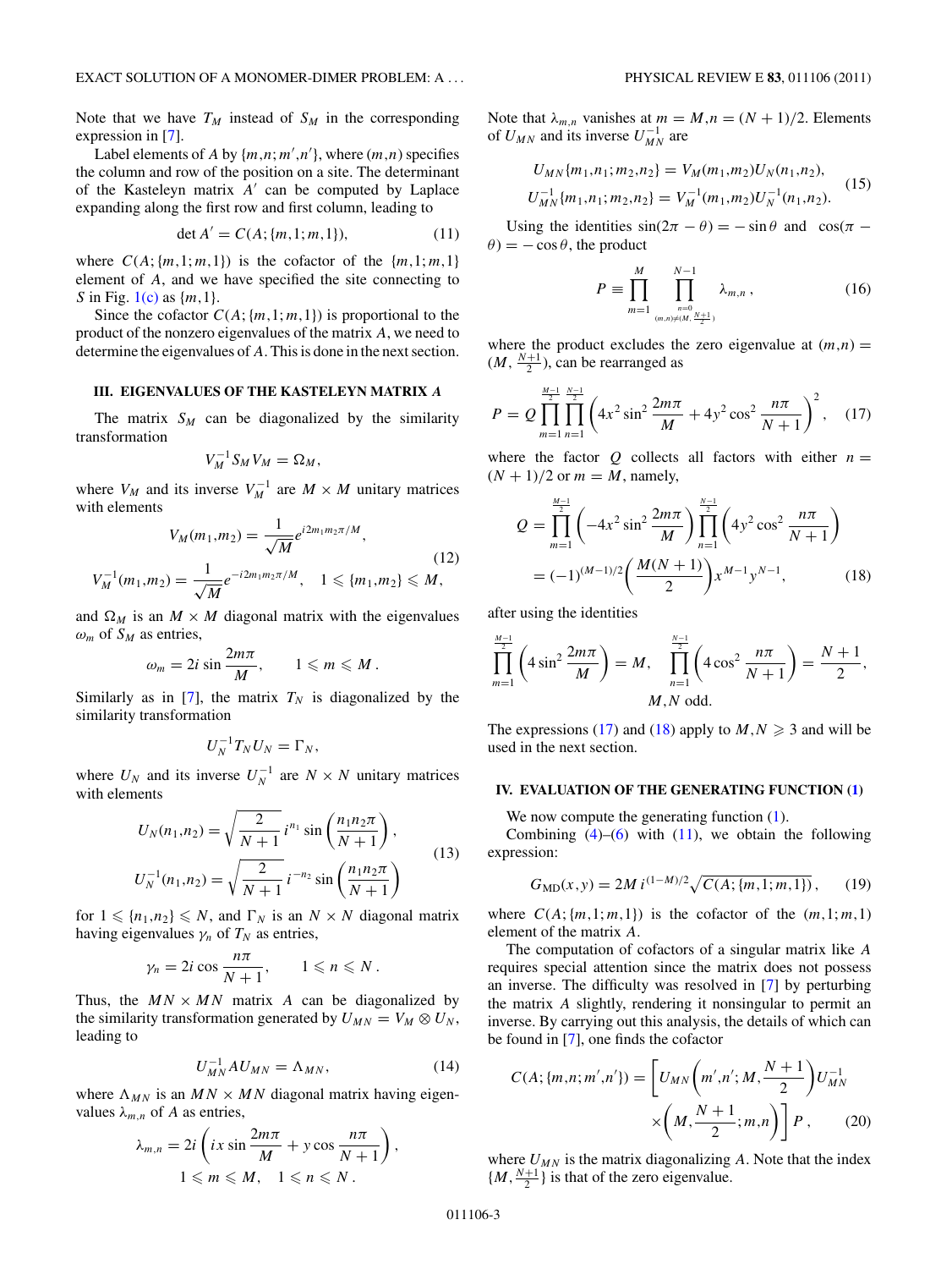Note that we have $T_M$ instead of $S_M$ in the corresponding expression in [7].

Label elements of $A$ by $\{m,n;m',n'\}$, where $(m,n)$ specifies the column and row of the position on a site. The determinant of the Kasteleyn matrix $A'$ can be computed by Laplace expanding along the first row and first column, leading to

$$\det A' = C(A;\{m,1;m,1\}), \tag{11}$$

where $C(A;\{m,1;m,1\})$ is the cofactor of the $\{m,1;m,1\}$ element of $A$, and we have specified the site connecting to $S$ in Fig. 1(c) as $\{m,1\}$.

Since the cofactor $C(A;\{m,1;m,1\})$ is proportional to the product of the nonzero eigenvalues of the matrix $A$, we need to determine the eigenvalues of $A$. This is done in the next section.

### III. EIGENVALUES OF THE KASTELEYN MATRIX $A$

The matrix $S_M$ can be diagonalized by the similarity transformation

$$V_M^{-1} S_M V_M = \Omega_M,$$

where $V_M$ and its inverse $V_M^{-1}$ are $M \times M$ unitary matrices with elements

$$V_M(m_1,m_2) = \frac{1}{\sqrt{M}} e^{i2m_1 m_2 \pi/M},$$
$$V_M^{-1}(m_1,m_2) = \frac{1}{\sqrt{M}} e^{-i2m_1 m_2 \pi/M}, \quad 1 \leqslant \{m_1,m_2\} \leqslant M, \tag{12}$$

and $\Omega_M$ is an $M \times M$ diagonal matrix with the eigenvalues $\omega_m$ of $S_M$ as entries,

$$\omega_m = 2i \sin \frac{2m\pi}{M}, \qquad 1 \leqslant m \leqslant M\,.$$

Similarly as in [7], the matrix $T_N$ is diagonalized by the similarity transformation

$$U_N^{-1} T_N U_N = \Gamma_N,$$

where $U_N$ and its inverse $U_N^{-1}$ are $N \times N$ unitary matrices with elements

$$U_N(n_1,n_2) = \sqrt{\frac{2}{N+1}}\, i^{n_1} \sin\left(\frac{n_1 n_2 \pi}{N+1}\right),$$
$$U_N^{-1}(n_1,n_2) = \sqrt{\frac{2}{N+1}}\, i^{-n_2} \sin\left(\frac{n_1 n_2 \pi}{N+1}\right) \tag{13}$$

for $1 \leqslant \{n_1,n_2\} \leqslant N$, and $\Gamma_N$ is an $N \times N$ diagonal matrix having eigenvalues $\gamma_n$ of $T_N$ as entries,

$$\gamma_n = 2i \cos \frac{n\pi}{N+1}, \qquad 1 \leqslant n \leqslant N\,.$$

Thus, the $MN \times MN$ matrix $A$ can be diagonalized by the similarity transformation generated by $U_{MN} = V_M \otimes U_N$, leading to

$$U_{MN}^{-1} A U_{MN} = \Lambda_{MN}, \tag{14}$$

where $\Lambda_{MN}$ is an $MN \times MN$ diagonal matrix having eigenvalues $\lambda_{m,n}$ of $A$ as entries,

$$\lambda_{m,n} = 2i\left(ix \sin \frac{2m\pi}{M} + y \cos \frac{n\pi}{N+1}\right),$$
$$1 \leqslant m \leqslant M, \quad 1 \leqslant n \leqslant N\,.$$

Note that $\lambda_{m,n}$ vanishes at $m = M, n = (N+1)/2$. Elements of $U_{MN}$ and its inverse $U_{MN}^{-1}$ are

$$U_{MN}\{m_1,n_1;m_2,n_2\} = V_M(m_1,m_2) U_N(n_1,n_2),$$
$$U_{MN}^{-1}\{m_1,n_1;m_2,n_2\} = V_M^{-1}(m_1,m_2) U_N^{-1}(n_1,n_2). \tag{15}$$

Using the identities $\sin(2\pi - \theta) = -\sin\theta$ and $\cos(\pi - \theta) = -\cos\theta$, the product

$$P \equiv \prod_{m=1}^{M} \prod_{\substack{n=0 \\ (m,n)\neq(M,\frac{N+1}{2})}}^{N-1} \lambda_{m,n}\,, \tag{16}$$

where the product excludes the zero eigenvalue at $(m,n) = (M, \frac{N+1}{2})$, can be rearranged as

$$P = Q \prod_{m=1}^{\frac{M-1}{2}} \prod_{n=1}^{\frac{N-1}{2}} \left(4x^2 \sin^2 \frac{2m\pi}{M} + 4y^2 \cos^2 \frac{n\pi}{N+1}\right)^2, \tag{17}$$

where the factor $Q$ collects all factors with either $n = (N+1)/2$ or $m = M$, namely,

$$Q = \prod_{m=1}^{\frac{M-1}{2}} \left(-4x^2 \sin^2 \frac{2m\pi}{M}\right) \prod_{n=1}^{\frac{N-1}{2}} \left(4y^2 \cos^2 \frac{n\pi}{N+1}\right)$$
$$= (-1)^{(M-1)/2} \left(\frac{M(N+1)}{2}\right) x^{M-1} y^{N-1}, \tag{18}$$

after using the identities

$$\prod_{m=1}^{\frac{M-1}{2}} \left(4 \sin^2 \frac{2m\pi}{M}\right) = M, \quad \prod_{n=1}^{\frac{N-1}{2}} \left(4 \cos^2 \frac{n\pi}{N+1}\right) = \frac{N+1}{2},$$
$$M,N \text{ odd.}$$

The expressions (17) and (18) apply to $M,N \geqslant 3$ and will be used in the next section.

### IV. EVALUATION OF THE GENERATING FUNCTION (1)

We now compute the generating function (1).

Combining (4)–(6) with (11), we obtain the following expression:

$$G_{\text{MD}}(x,y) = 2M\, i^{(1-M)/2} \sqrt{C(A;\{m,1;m,1\})}\,, \tag{19}$$

where $C(A;\{m,1;m,1\})$ is the cofactor of the $(m,1;m,1)$ element of the matrix $A$.

The computation of cofactors of a singular matrix like $A$ requires special attention since the matrix does not possess an inverse. The difficulty was resolved in [7] by perturbing the matrix $A$ slightly, rendering it nonsingular to permit an inverse. By carrying out this analysis, the details of which can be found in [7], one finds the cofactor

$$C(A;\{m,n;m',n'\}) = \left[U_{MN}\left(m',n';M,\frac{N+1}{2}\right) U_{MN}^{-1} \times\left(M,\frac{N+1}{2};m,n\right)\right] P\,, \tag{20}$$

where $U_{MN}$ is the matrix diagonalizing $A$. Note that the index $\{M, \frac{N+1}{2}\}$ is that of the zero eigenvalue.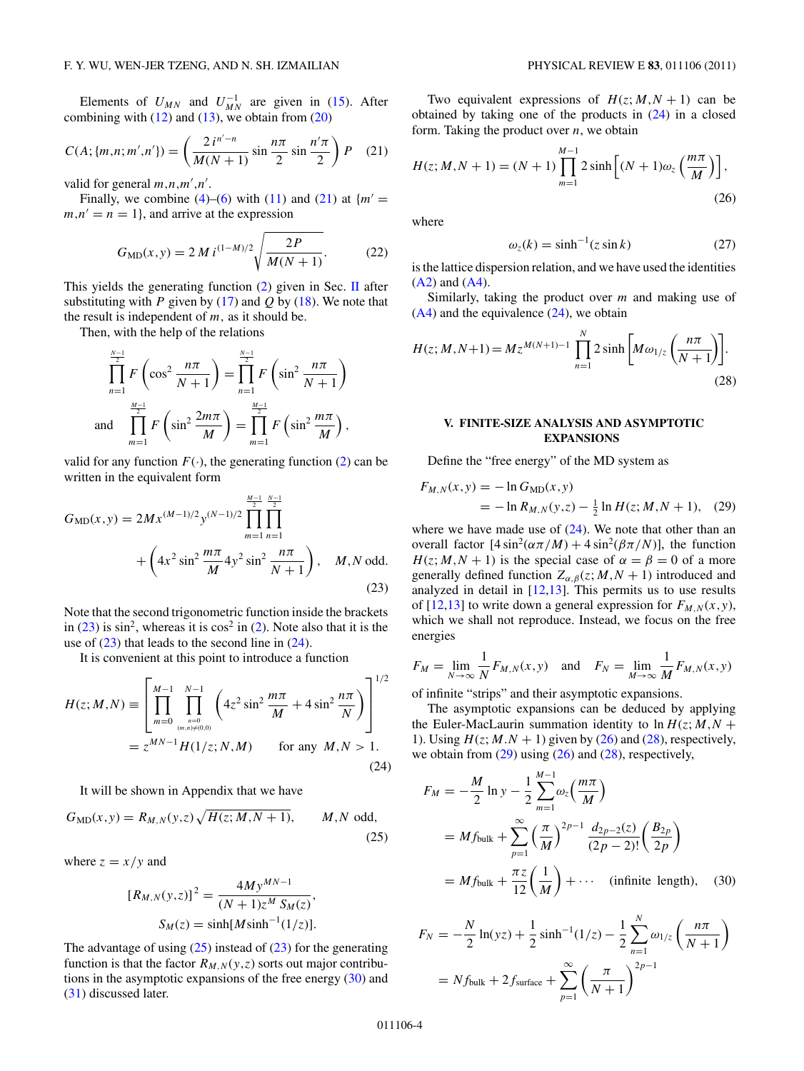Elements of $U_{MN}$ and $U_{MN}^{-1}$ are given in (15). After combining with (12) and (13), we obtain from (20)

$$C(A;\{m,n;m',n'\}) = \left(\frac{2\, i^{n'-n}}{M(N+1)} \sin\frac{n\pi}{2} \sin\frac{n'\pi}{2}\right) P \quad (21)$$

valid for general $m,n,m',n'$.

Finally, we combine (4)–(6) with (11) and (21) at $\{m' = m, n' = n = 1\}$, and arrive at the expression

$$G_{\rm MD}(x,y) = 2\,M\, i^{(1-M)/2}\sqrt{\frac{2P}{M(N+1)}}. \quad (22)$$

This yields the generating function (2) given in Sec. II after substituting with $P$ given by (17) and $Q$ by (18). We note that the result is independent of $m$, as it should be.

Then, with the help of the relations

$$\prod_{n=1}^{\frac{N-1}{2}} F\left(\cos^2\frac{n\pi}{N+1}\right) = \prod_{n=1}^{\frac{N-1}{2}} F\left(\sin^2\frac{n\pi}{N+1}\right)$$

$$\text{and} \quad \prod_{m=1}^{\frac{M-1}{2}} F\left(\sin^2\frac{2m\pi}{M}\right) = \prod_{m=1}^{\frac{M-1}{2}} F\left(\sin^2\frac{m\pi}{M}\right),$$

valid for any function $F(\cdot)$, the generating function (2) can be written in the equivalent form

$$G_{\rm MD}(x,y) = 2Mx^{(M-1)/2}y^{(N-1)/2}\prod_{m=1}^{\frac{M-1}{2}}\prod_{n=1}^{\frac{N-1}{2}} + \left(4x^2\sin^2\frac{m\pi}{M}4y^2\sin^2\frac{n\pi}{N+1}\right), \quad M,N \text{ odd}. \quad (23)$$

Note that the second trigonometric function inside the brackets in (23) is $\sin^2$, whereas it is $\cos^2$ in (2). Note also that it is the use of (23) that leads to the second line in (24).

It is convenient at this point to introduce a function

$$H(z;M,N) \equiv \left[\prod_{m=0}^{M-1}\prod_{\substack{n=0\\(m,n)\neq(0,0)}}^{N-1}\left(4z^2\sin^2\frac{m\pi}{M} + 4\sin^2\frac{n\pi}{N}\right)\right]^{1/2}$$
$$= z^{MN-1}H(1/z;N,M) \qquad \text{for any } M,N > 1. \quad (24)$$

It will be shown in Appendix that we have

$$G_{\rm MD}(x,y) = R_{M,N}(y,z)\sqrt{H(z;M,N+1)}, \qquad M,N \text{ odd}, \quad (25)$$

where $z = x/y$ and

$$[R_{M,N}(y,z)]^2 = \frac{4My^{MN-1}}{(N+1)z^M S_M(z)},$$
$$S_M(z) = \sinh[M\sinh^{-1}(1/z)].$$

The advantage of using (25) instead of (23) for the generating function is that the factor $R_{M,N}(y,z)$ sorts out major contributions in the asymptotic expansions of the free energy (30) and (31) discussed later.

Two equivalent expressions of $H(z;M,N+1)$ can be obtained by taking one of the products in (24) in a closed form. Taking the product over $n$, we obtain

$$H(z;M,N+1) = (N+1)\prod_{m=1}^{M-1} 2\sinh\left[(N+1)\omega_z\left(\frac{m\pi}{M}\right)\right], \quad (26)$$

where

$$\omega_z(k) = \sinh^{-1}(z\sin k) \quad (27)$$

is the lattice dispersion relation, and we have used the identities (A2) and (A4).

Similarly, taking the product over $m$ and making use of (A4) and the equivalence (24), we obtain

$$H(z;M,N+1) = Mz^{M(N+1)-1}\prod_{n=1}^{N} 2\sinh\left[M\omega_{1/z}\left(\frac{n\pi}{N+1}\right)\right]. \quad (28)$$

## V. FINITE-SIZE ANALYSIS AND ASYMPTOTIC EXPANSIONS

Define the "free energy" of the MD system as

$$F_{M,N}(x,y) = -\ln G_{\rm MD}(x,y)$$
$$= -\ln R_{M,N}(y,z) - \tfrac{1}{2}\ln H(z;M,N+1), \quad (29)$$

where we have made use of (24). We note that other than an overall factor $[4\sin^2(\alpha\pi/M) + 4\sin^2(\beta\pi/N)]$, the function $H(z;M,N+1)$ is the special case of $\alpha = \beta = 0$ of a more generally defined function $Z_{\alpha,\beta}(z;M,N+1)$ introduced and analyzed in detail in [12,13]. This permits us to use results of [12,13] to write down a general expression for $F_{M,N}(x,y)$, which we shall not reproduce. Instead, we focus on the free energies

$$F_M = \lim_{N\to\infty}\frac{1}{N}F_{M,N}(x,y) \quad \text{and} \quad F_N = \lim_{M\to\infty}\frac{1}{M}F_{M,N}(x,y)$$

of infinite "strips" and their asymptotic expansions.

The asymptotic expansions can be deduced by applying the Euler-MacLaurin summation identity to $\ln H(z;M,N+1)$. Using $H(z;M.N+1)$ given by (26) and (28), respectively, we obtain from (29) using (26) and (28), respectively,

$$F_M = -\frac{M}{2}\ln y - \frac{1}{2}\sum_{m=1}^{M-1}\omega_z\left(\frac{m\pi}{M}\right)$$
$$= Mf_{\rm bulk} + \sum_{p=1}^{\infty}\left(\frac{\pi}{M}\right)^{2p-1}\frac{d_{2p-2}(z)}{(2p-2)!}\left(\frac{B_{2p}}{2p}\right)$$
$$= Mf_{\rm bulk} + \frac{\pi z}{12}\left(\frac{1}{M}\right) + \cdots \quad \text{(infinite length)}, \quad (30)$$

$$F_N = -\frac{N}{2}\ln(yz) + \frac{1}{2}\sinh^{-1}(1/z) - \frac{1}{2}\sum_{n=1}^{N}\omega_{1/z}\left(\frac{n\pi}{N+1}\right)$$
$$= Nf_{\rm bulk} + 2f_{\rm surface} + \sum_{p=1}^{\infty}\left(\frac{\pi}{N+1}\right)^{2p-1}$$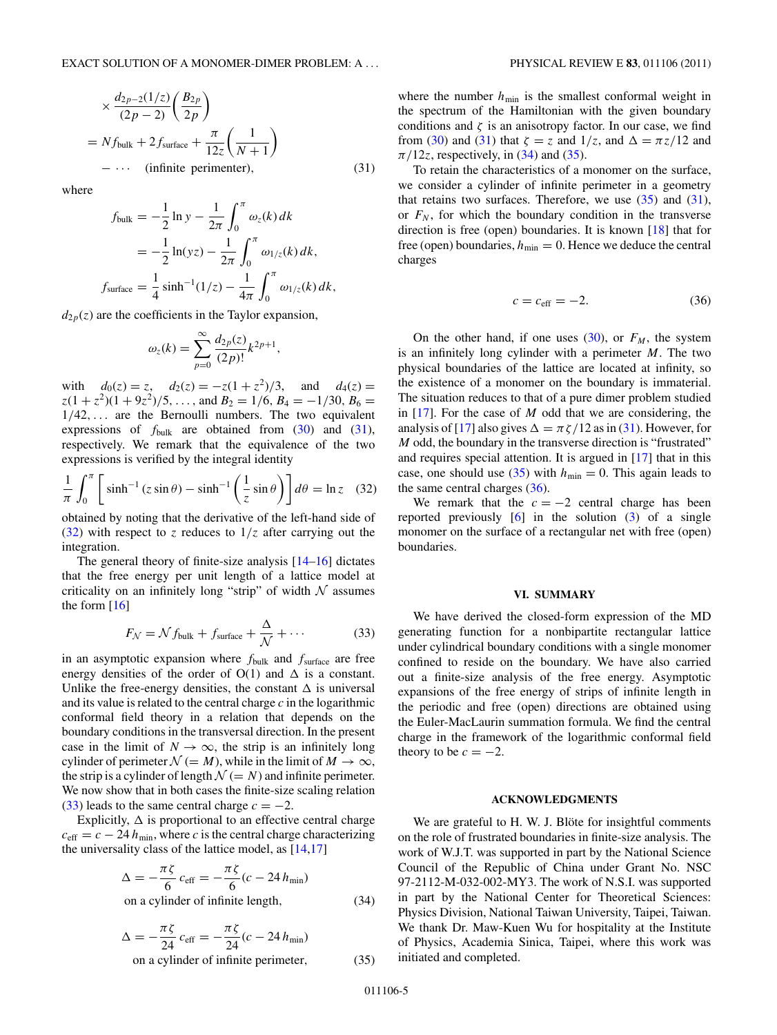$$
\begin{aligned}
&\times \frac{d_{2p-2}(1/z)}{(2p-2)}\left(\frac{B_{2p}}{2p}\right) \\
&= N f_{\text{bulk}} + 2 f_{\text{surface}} + \frac{\pi}{12 z}\left(\frac{1}{N+1}\right) \\
&\quad - \cdots \quad \text{(infinite perimenter)}, \qquad (31)
\end{aligned}
$$

where

$$
\begin{aligned}
f_{\text{bulk}} &= -\frac{1}{2}\ln y - \frac{1}{2\pi}\int_0^{\pi} \omega_z(k)\, dk \\
&= -\frac{1}{2}\ln(yz) - \frac{1}{2\pi}\int_0^{\pi} \omega_{1/z}(k)\, dk, \\
f_{\text{surface}} &= \frac{1}{4}\sinh^{-1}(1/z) - \frac{1}{4\pi}\int_0^{\pi} \omega_{1/z}(k)\, dk,
\end{aligned}
$$

$d_{2p}(z)$ are the coefficients in the Taylor expansion,

$$
\omega_z(k) = \sum_{p=0}^{\infty} \frac{d_{2p}(z)}{(2p)!} k^{2p+1},
$$

with $d_0(z) = z$, $d_2(z) = -z(1+z^2)/3$, and $d_4(z) = z(1+z^2)(1+9z^2)/5, \ldots$, and $B_2 = 1/6$, $B_4 = -1/30$, $B_6 = 1/42, \ldots$ are the Bernoulli numbers. The two equivalent expressions of $f_{\text{bulk}}$ are obtained from (30) and (31), respectively. We remark that the equivalence of the two expressions is verified by the integral identity

$$
\frac{1}{\pi}\int_0^{\pi}\left[\sinh^{-1}(z\sin\theta) - \sinh^{-1}\left(\frac{1}{z}\sin\theta\right)\right] d\theta = \ln z \qquad (32)
$$

obtained by noting that the derivative of the left-hand side of (32) with respect to $z$ reduces to $1/z$ after carrying out the integration.

The general theory of finite-size analysis [14–16] dictates that the free energy per unit length of a lattice model at criticality on an infinitely long "strip" of width $\mathcal{N}$ assumes the form [16]

$$
F_{\mathcal{N}} = \mathcal{N} f_{\text{bulk}} + f_{\text{surface}} + \frac{\Delta}{\mathcal{N}} + \cdots \qquad (33)
$$

in an asymptotic expansion where $f_{\text{bulk}}$ and $f_{\text{surface}}$ are free energy densities of the order of O(1) and $\Delta$ is a constant. Unlike the free-energy densities, the constant $\Delta$ is universal and its value is related to the central charge $c$ in the logarithmic conformal field theory in a relation that depends on the boundary conditions in the transversal direction. In the present case in the limit of $N \to \infty$, the strip is an infinitely long cylinder of perimeter $\mathcal{N}$ $(= M)$, while in the limit of $M \to \infty$, the strip is a cylinder of length $\mathcal{N}$ $(= N)$ and infinite perimeter. We now show that in both cases the finite-size scaling relation (33) leads to the same central charge $c = -2$.

Explicitly, $\Delta$ is proportional to an effective central charge $c_{\text{eff}} = c - 24\, h_{\text{min}}$, where $c$ is the central charge characterizing the universality class of the lattice model, as [14,17]

$$
\begin{aligned}
\Delta &= -\frac{\pi\zeta}{6}\, c_{\text{eff}} = -\frac{\pi\zeta}{6}(c - 24\, h_{\text{min}}) \\
&\quad \text{on a cylinder of infinite length}, \qquad (34)
\end{aligned}
$$

$$
\begin{aligned}
\Delta &= -\frac{\pi\zeta}{24}\, c_{\text{eff}} = -\frac{\pi\zeta}{24}(c - 24\, h_{\text{min}}) \\
&\quad \text{on a cylinder of infinite perimeter}, \qquad (35)
\end{aligned}
$$

where the number $h_{\text{min}}$ is the smallest conformal weight in the spectrum of the Hamiltonian with the given boundary conditions and $\zeta$ is an anisotropy factor. In our case, we find from (30) and (31) that $\zeta = z$ and $1/z$, and $\Delta = \pi z/12$ and $\pi/12z$, respectively, in (34) and (35).

To retain the characteristics of a monomer on the surface, we consider a cylinder of infinite perimeter in a geometry that retains two surfaces. Therefore, we use (35) and (31), or $F_N$, for which the boundary condition in the transverse direction is free (open) boundaries. It is known [18] that for free (open) boundaries, $h_{\text{min}} = 0$. Hence we deduce the central charges

$$
c = c_{\text{eff}} = -2. \qquad (36)
$$

On the other hand, if one uses (30), or $F_M$, the system is an infinitely long cylinder with a perimeter $M$. The two physical boundaries of the lattice are located at infinity, so the existence of a monomer on the boundary is immaterial. The situation reduces to that of a pure dimer problem studied in [17]. For the case of $M$ odd that we are considering, the analysis of [17] also gives $\Delta = \pi\zeta/12$ as in (31). However, for $M$ odd, the boundary in the transverse direction is "frustrated" and requires special attention. It is argued in [17] that in this case, one should use (35) with $h_{\text{min}} = 0$. This again leads to the same central charges (36).

We remark that the $c = -2$ central charge has been reported previously [6] in the solution (3) of a single monomer on the surface of a rectangular net with free (open) boundaries.

## VI. SUMMARY

We have derived the closed-form expression of the MD generating function for a nonbipartite rectangular lattice under cylindrical boundary conditions with a single monomer confined to reside on the boundary. We have also carried out a finite-size analysis of the free energy. Asymptotic expansions of the free energy of strips of infinite length in the periodic and free (open) directions are obtained using the Euler-MacLaurin summation formula. We find the central charge in the framework of the logarithmic conformal field theory to be $c = -2$.

## ACKNOWLEDGMENTS

We are grateful to H. W. J. Blöte for insightful comments on the role of frustrated boundaries in finite-size analysis. The work of W.J.T. was supported in part by the National Science Council of the Republic of China under Grant No. NSC 97-2112-M-032-002-MY3. The work of N.S.I. was supported in part by the National Center for Theoretical Sciences: Physics Division, National Taiwan University, Taipei, Taiwan. We thank Dr. Maw-Kuen Wu for hospitality at the Institute of Physics, Academia Sinica, Taipei, where this work was initiated and completed.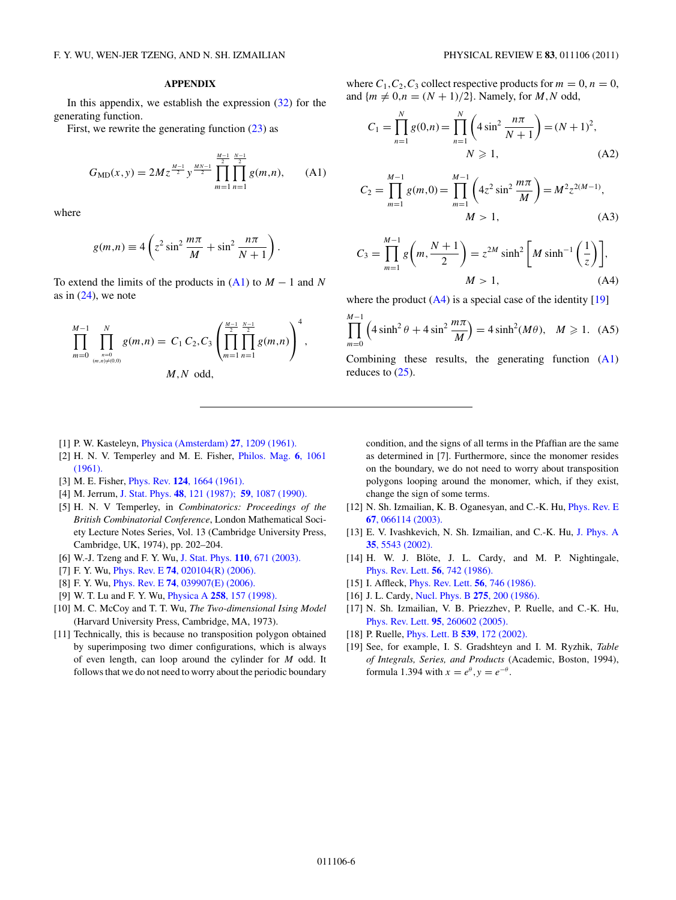## APPENDIX

In this appendix, we establish the expression (32) for the generating function.

First, we rewrite the generating function (23) as

$$G_{\rm MD}(x,y) = 2Mz^{\frac{M-1}{2}}y^{\frac{MN-1}{2}}\prod_{m=1}^{\frac{M-1}{2}}\prod_{n=1}^{\frac{N-1}{2}}g(m,n), \qquad \text{(A1)}$$

where

$$g(m,n) \equiv 4\left(z^2\sin^2\frac{m\pi}{M}+\sin^2\frac{n\pi}{N+1}\right).$$

To extend the limits of the products in (A1) to $M-1$ and $N$ as in (24), we note

$$\prod_{m=0}^{M-1}\prod_{\substack{n=0\\(m,n)\neq(0,0)}}^{N} g(m,n) = C_1\,C_2,C_3\left(\prod_{m=1}^{\frac{M-1}{2}}\prod_{n=1}^{\frac{N-1}{2}}g(m,n)\right)^4,$$

$$M,N \text{ odd},$$

where $C_1,C_2,C_3$ collect respective products for $m=0, n=0$, and $\{m\neq 0, n=(N+1)/2\}$. Namely, for $M,N$ odd,

$$C_1 = \prod_{n=1}^{N}g(0,n) = \prod_{n=1}^{N}\left(4\sin^2\frac{n\pi}{N+1}\right) = (N+1)^2, \quad N \geqslant 1, \qquad \text{(A2)}$$

$$C_2 = \prod_{m=1}^{M-1}g(m,0) = \prod_{m=1}^{M-1}\left(4z^2\sin^2\frac{m\pi}{M}\right) = M^2z^{2(M-1)}, \quad M>1, \qquad \text{(A3)}$$

$$C_3 = \prod_{m=1}^{M-1}g\left(m,\frac{N+1}{2}\right) = z^{2M}\sinh^2\left[M\sinh^{-1}\left(\frac{1}{z}\right)\right], \quad M>1, \qquad \text{(A4)}$$

where the product (A4) is a special case of the identity [19]

$$\prod_{m=0}^{M-1}\left(4\sinh^2\theta + 4\sin^2\frac{m\pi}{M}\right) = 4\sinh^2(M\theta), \quad M \geqslant 1. \quad \text{(A5)}$$

Combining these results, the generating function (A1) reduces to (25).

---

[1] P. W. Kasteleyn, Physica (Amsterdam) **27**, 1209 (1961).

[2] H. N. V. Temperley and M. E. Fisher, Philos. Mag. **6**, 1061 (1961).

[3] M. E. Fisher, Phys. Rev. **124**, 1664 (1961).

[4] M. Jerrum, J. Stat. Phys. **48**, 121 (1987); **59**, 1087 (1990).

[5] H. N. V Temperley, in *Combinatorics: Proceedings of the British Combinatorial Conference*, London Mathematical Society Lecture Notes Series, Vol. 13 (Cambridge University Press, Cambridge, UK, 1974), pp. 202–204.

[6] W.-J. Tzeng and F. Y. Wu, J. Stat. Phys. **110**, 671 (2003).

[7] F. Y. Wu, Phys. Rev. E **74**, 020104(R) (2006).

[8] F. Y. Wu, Phys. Rev. E **74**, 039907(E) (2006).

[9] W. T. Lu and F. Y. Wu, Physica A **258**, 157 (1998).

[10] M. C. McCoy and T. T. Wu, *The Two-dimensional Ising Model* (Harvard University Press, Cambridge, MA, 1973).

[11] Technically, this is because no transposition polygon obtained by superimposing two dimer configurations, which is always of even length, can loop around the cylinder for $M$ odd. It follows that we do not need to worry about the periodic boundary condition, and the signs of all terms in the Pfaffian are the same as determined in [7]. Furthermore, since the monomer resides on the boundary, we do not need to worry about transposition polygons looping around the monomer, which, if they exist, change the sign of some terms.

[12] N. Sh. Izmailian, K. B. Oganesyan, and C.-K. Hu, Phys. Rev. E **67**, 066114 (2003).

[13] E. V. Ivashkevich, N. Sh. Izmailian, and C.-K. Hu, J. Phys. A **35**, 5543 (2002).

[14] H. W. J. Blöte, J. L. Cardy, and M. P. Nightingale, Phys. Rev. Lett. **56**, 742 (1986).

[15] I. Affleck, Phys. Rev. Lett. **56**, 746 (1986).

[16] J. L. Cardy, Nucl. Phys. B **275**, 200 (1986).

[17] N. Sh. Izmailian, V. B. Priezzhev, P. Ruelle, and C.-K. Hu, Phys. Rev. Lett. **95**, 260602 (2005).

[18] P. Ruelle, Phys. Lett. B **539**, 172 (2002).

[19] See, for example, I. S. Gradshteyn and I. M. Ryzhik, *Table of Integrals, Series, and Products* (Academic, Boston, 1994), formula 1.394 with $x=e^{\theta}, y=e^{-\theta}$.